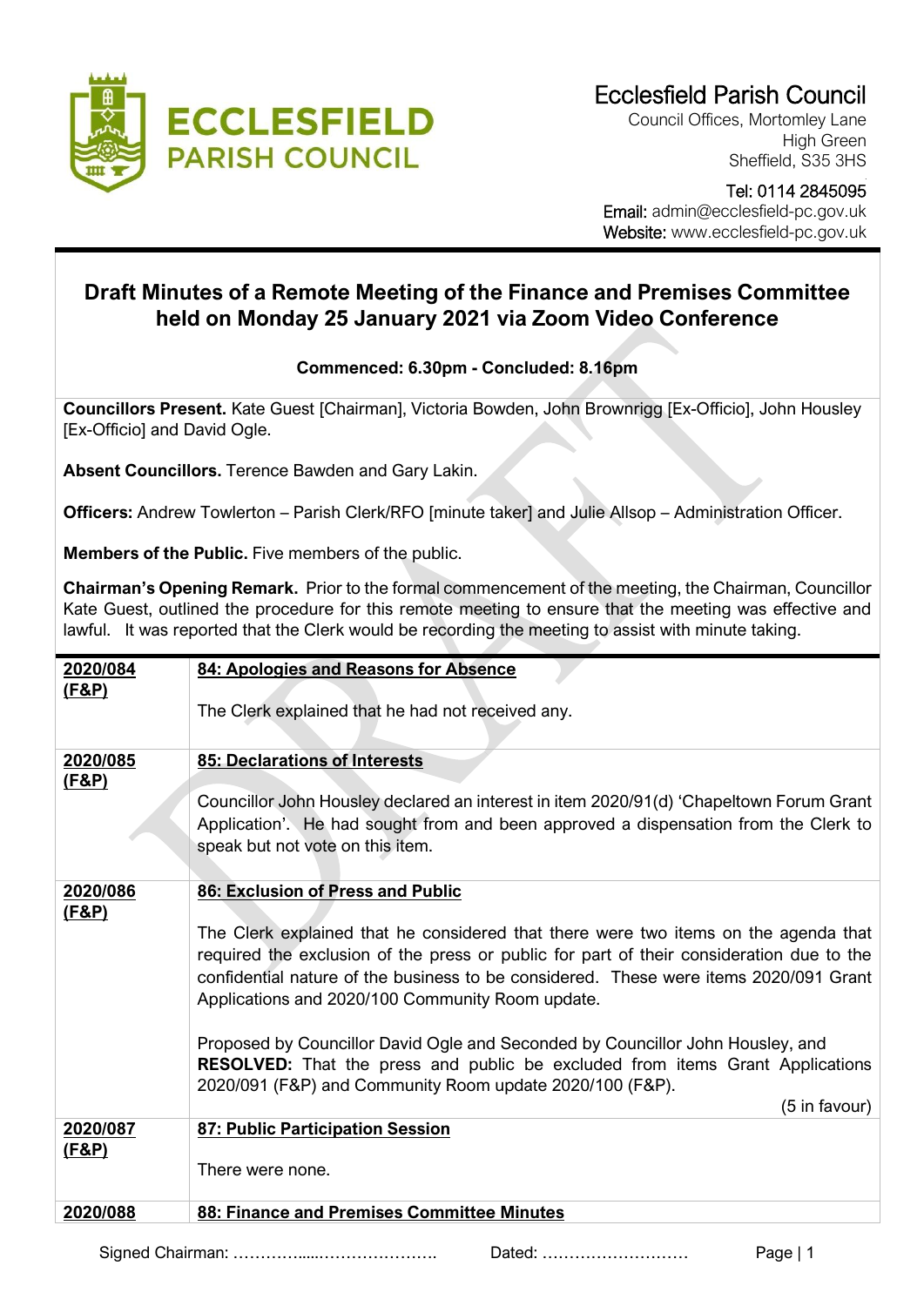# Ecclesfield Parish Council

Council Offices, Mortomley Lane
High Green
Sheffield, S35 3HS

Tel: 0114 2845095
Email: admin@ecclesfield-pc.gov.uk
Website: www.ecclesfield-pc.gov.uk

## Draft Minutes of a Remote Meeting of the Finance and Premises Committee held on Monday 25 January 2021 via Zoom Video Conference

**Commenced: 6.30pm - Concluded: 8.16pm**

**Councillors Present.** Kate Guest [Chairman], Victoria Bowden, John Brownrigg [Ex-Officio], John Housley [Ex-Officio] and David Ogle.

**Absent Councillors.** Terence Bawden and Gary Lakin.

**Officers:** Andrew Towlerton – Parish Clerk/RFO [minute taker] and Julie Allsop – Administration Officer.

**Members of the Public.** Five members of the public.

**Chairman's Opening Remark.** Prior to the formal commencement of the meeting, the Chairman, Councillor Kate Guest, outlined the procedure for this remote meeting to ensure that the meeting was effective and lawful. It was reported that the Clerk would be recording the meeting to assist with minute taking.

| | |
|---|---|
| **2020/084 (F&P)** | **84: Apologies and Reasons for Absence**<br><br>The Clerk explained that he had not received any. |
| **2020/085 (F&P)** | **85: Declarations of Interests**<br><br>Councillor John Housley declared an interest in item 2020/91(d) 'Chapeltown Forum Grant Application'. He had sought from and been approved a dispensation from the Clerk to speak but not vote on this item. |
| **2020/086 (F&P)** | **86: Exclusion of Press and Public**<br><br>The Clerk explained that he considered that there were two items on the agenda that required the exclusion of the press or public for part of their consideration due to the confidential nature of the business to be considered. These were items 2020/091 Grant Applications and 2020/100 Community Room update.<br><br>Proposed by Councillor David Ogle and Seconded by Councillor John Housley, and **RESOLVED:** That the press and public be excluded from items Grant Applications 2020/091 (F&P) and Community Room update 2020/100 (F&P).<br><br>(5 in favour) |
| **2020/087 (F&P)** | **87: Public Participation Session**<br><br>There were none. |
| **2020/088** | **88: Finance and Premises Committee Minutes** |

Signed Chairman: ……………....…………………. Dated: ………………………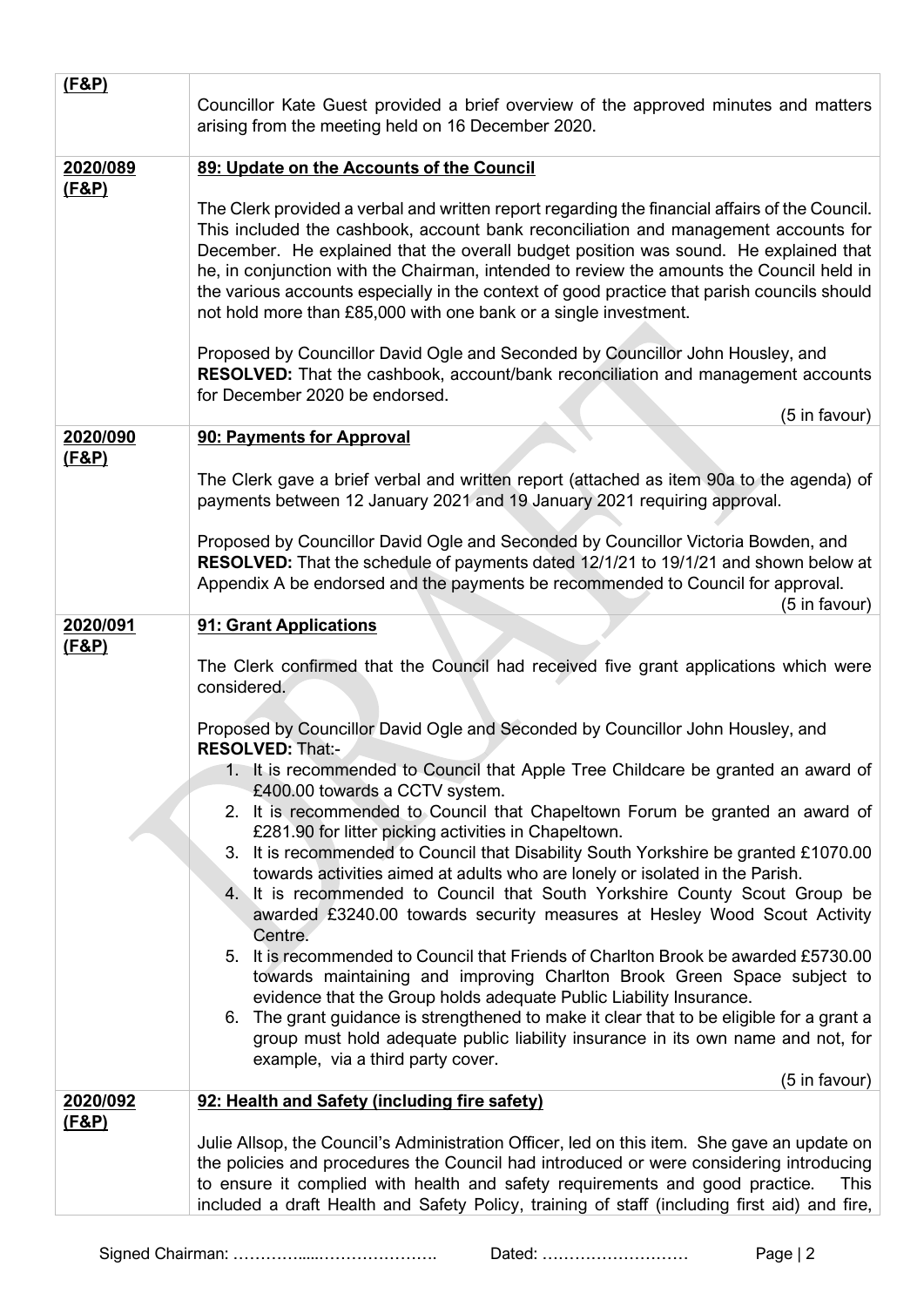| | |
|---|---|
| **(F&P)** | Councillor Kate Guest provided a brief overview of the approved minutes and matters arising from the meeting held on 16 December 2020. |
| **2020/089 (F&P)** | **89: Update on the Accounts of the Council**<br><br>The Clerk provided a verbal and written report regarding the financial affairs of the Council. This included the cashbook, account bank reconciliation and management accounts for December. He explained that the overall budget position was sound. He explained that he, in conjunction with the Chairman, intended to review the amounts the Council held in the various accounts especially in the context of good practice that parish councils should not hold more than £85,000 with one bank or a single investment.<br><br>Proposed by Councillor David Ogle and Seconded by Councillor John Housley, and **RESOLVED:** That the cashbook, account/bank reconciliation and management accounts for December 2020 be endorsed.<br>(5 in favour) |
| **2020/090 (F&P)** | **90: Payments for Approval**<br><br>The Clerk gave a brief verbal and written report (attached as item 90a to the agenda) of payments between 12 January 2021 and 19 January 2021 requiring approval.<br><br>Proposed by Councillor David Ogle and Seconded by Councillor Victoria Bowden, and **RESOLVED:** That the schedule of payments dated 12/1/21 to 19/1/21 and shown below at Appendix A be endorsed and the payments be recommended to Council for approval.<br>(5 in favour) |
| **2020/091 (F&P)** | **91: Grant Applications**<br><br>The Clerk confirmed that the Council had received five grant applications which were considered.<br><br>Proposed by Councillor David Ogle and Seconded by Councillor John Housley, and **RESOLVED:** That:-<br>1. It is recommended to Council that Apple Tree Childcare be granted an award of £400.00 towards a CCTV system.<br>2. It is recommended to Council that Chapeltown Forum be granted an award of £281.90 for litter picking activities in Chapeltown.<br>3. It is recommended to Council that Disability South Yorkshire be granted £1070.00 towards activities aimed at adults who are lonely or isolated in the Parish.<br>4. It is recommended to Council that South Yorkshire County Scout Group be awarded £3240.00 towards security measures at Hesley Wood Scout Activity Centre.<br>5. It is recommended to Council that Friends of Charlton Brook be awarded £5730.00 towards maintaining and improving Charlton Brook Green Space subject to evidence that the Group holds adequate Public Liability Insurance.<br>6. The grant guidance is strengthened to make it clear that to be eligible for a grant a group must hold adequate public liability insurance in its own name and not, for example, via a third party cover.<br>(5 in favour) |
| **2020/092 (F&P)** | **92: Health and Safety (including fire safety)**<br><br>Julie Allsop, the Council's Administration Officer, led on this item. She gave an update on the policies and procedures the Council had introduced or were considering introducing to ensure it complied with health and safety requirements and good practice. This included a draft Health and Safety Policy, training of staff (including first aid) and fire, |

Signed Chairman: ……………....…………………. Dated: ………………………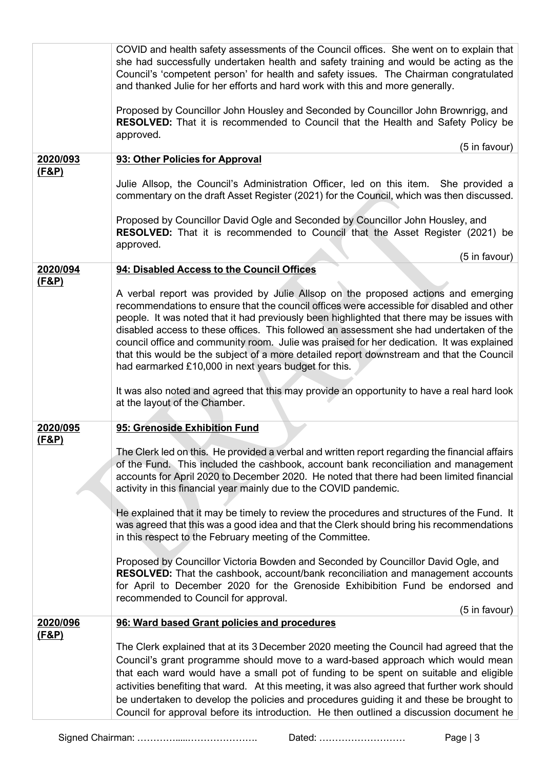| | |
|---|---|
| | COVID and health safety assessments of the Council offices. She went on to explain that she had successfully undertaken health and safety training and would be acting as the Council's 'competent person' for health and safety issues. The Chairman congratulated and thanked Julie for her efforts and hard work with this and more generally.<br><br>Proposed by Councillor John Housley and Seconded by Councillor John Brownrigg, and **RESOLVED:** That it is recommended to Council that the Health and Safety Policy be approved.<br><br>(5 in favour) |
| **2020/093 (F&P)** | **93: Other Policies for Approval**<br><br>Julie Allsop, the Council's Administration Officer, led on this item. She provided a commentary on the draft Asset Register (2021) for the Council, which was then discussed.<br><br>Proposed by Councillor David Ogle and Seconded by Councillor John Housley, and **RESOLVED:** That it is recommended to Council that the Asset Register (2021) be approved.<br><br>(5 in favour) |
| **2020/094 (F&P)** | **94: Disabled Access to the Council Offices**<br><br>A verbal report was provided by Julie Allsop on the proposed actions and emerging recommendations to ensure that the council offices were accessible for disabled and other people. It was noted that it had previously been highlighted that there may be issues with disabled access to these offices. This followed an assessment she had undertaken of the council office and community room. Julie was praised for her dedication. It was explained that this would be the subject of a more detailed report downstream and that the Council had earmarked £10,000 in next years budget for this.<br><br>It was also noted and agreed that this may provide an opportunity to have a real hard look at the layout of the Chamber. |
| **2020/095 (F&P)** | **95: Grenoside Exhibition Fund**<br><br>The Clerk led on this. He provided a verbal and written report regarding the financial affairs of the Fund. This included the cashbook, account bank reconciliation and management accounts for April 2020 to December 2020. He noted that there had been limited financial activity in this financial year mainly due to the COVID pandemic.<br><br>He explained that it may be timely to review the procedures and structures of the Fund. It was agreed that this was a good idea and that the Clerk should bring his recommendations in this respect to the February meeting of the Committee.<br><br>Proposed by Councillor Victoria Bowden and Seconded by Councillor David Ogle, and **RESOLVED:** That the cashbook, account/bank reconciliation and management accounts for April to December 2020 for the Grenoside Exhibibition Fund be endorsed and recommended to Council for approval.<br><br>(5 in favour) |
| **2020/096 (F&P)** | **96: Ward based Grant policies and procedures**<br><br>The Clerk explained that at its 3 December 2020 meeting the Council had agreed that the Council's grant programme should move to a ward-based approach which would mean that each ward would have a small pot of funding to be spent on suitable and eligible activities benefiting that ward. At this meeting, it was also agreed that further work should be undertaken to develop the policies and procedures guiding it and these be brought to Council for approval before its introduction. He then outlined a discussion document he |

Signed Chairman: ……………....…………………. Dated: ………………………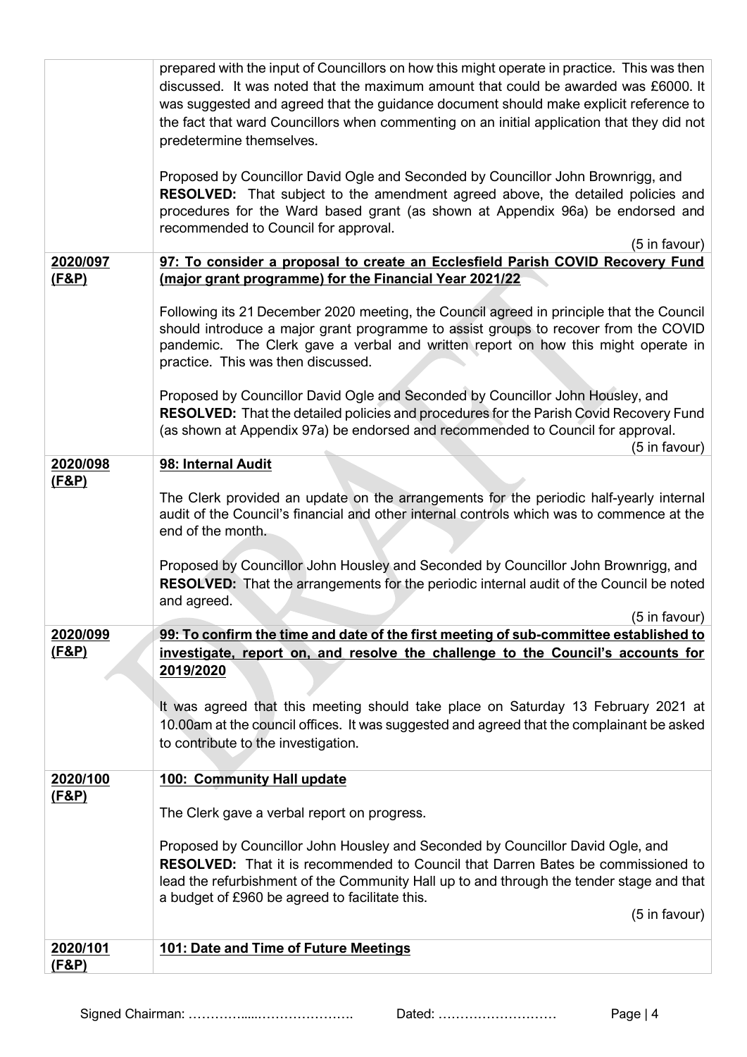| | |
|---|---|
| | prepared with the input of Councillors on how this might operate in practice. This was then discussed. It was noted that the maximum amount that could be awarded was £6000. It was suggested and agreed that the guidance document should make explicit reference to the fact that ward Councillors when commenting on an initial application that they did not predetermine themselves.<br><br>Proposed by Councillor David Ogle and Seconded by Councillor John Brownrigg, and **RESOLVED:** That subject to the amendment agreed above, the detailed policies and procedures for the Ward based grant (as shown at Appendix 96a) be endorsed and recommended to Council for approval.<br>(5 in favour) |
| **2020/097 (F&P)** | **97: To consider a proposal to create an Ecclesfield Parish COVID Recovery Fund (major grant programme) for the Financial Year 2021/22**<br><br>Following its 21 December 2020 meeting, the Council agreed in principle that the Council should introduce a major grant programme to assist groups to recover from the COVID pandemic. The Clerk gave a verbal and written report on how this might operate in practice. This was then discussed.<br><br>Proposed by Councillor David Ogle and Seconded by Councillor John Housley, and **RESOLVED:** That the detailed policies and procedures for the Parish Covid Recovery Fund (as shown at Appendix 97a) be endorsed and recommended to Council for approval.<br>(5 in favour) |
| **2020/098 (F&P)** | **98: Internal Audit**<br><br>The Clerk provided an update on the arrangements for the periodic half-yearly internal audit of the Council's financial and other internal controls which was to commence at the end of the month.<br><br>Proposed by Councillor John Housley and Seconded by Councillor John Brownrigg, and **RESOLVED:** That the arrangements for the periodic internal audit of the Council be noted and agreed.<br>(5 in favour) |
| **2020/099 (F&P)** | **99: To confirm the time and date of the first meeting of sub-committee established to investigate, report on, and resolve the challenge to the Council's accounts for 2019/2020**<br><br>It was agreed that this meeting should take place on Saturday 13 February 2021 at 10.00am at the council offices. It was suggested and agreed that the complainant be asked to contribute to the investigation. |
| **2020/100 (F&P)** | **100: Community Hall update**<br><br>The Clerk gave a verbal report on progress.<br><br>Proposed by Councillor John Housley and Seconded by Councillor David Ogle, and **RESOLVED:** That it is recommended to Council that Darren Bates be commissioned to lead the refurbishment of the Community Hall up to and through the tender stage and that a budget of £960 be agreed to facilitate this.<br>(5 in favour) |
| **2020/101 (F&P)** | **101: Date and Time of Future Meetings** |

Signed Chairman: ……………....…………………. Dated: ………………………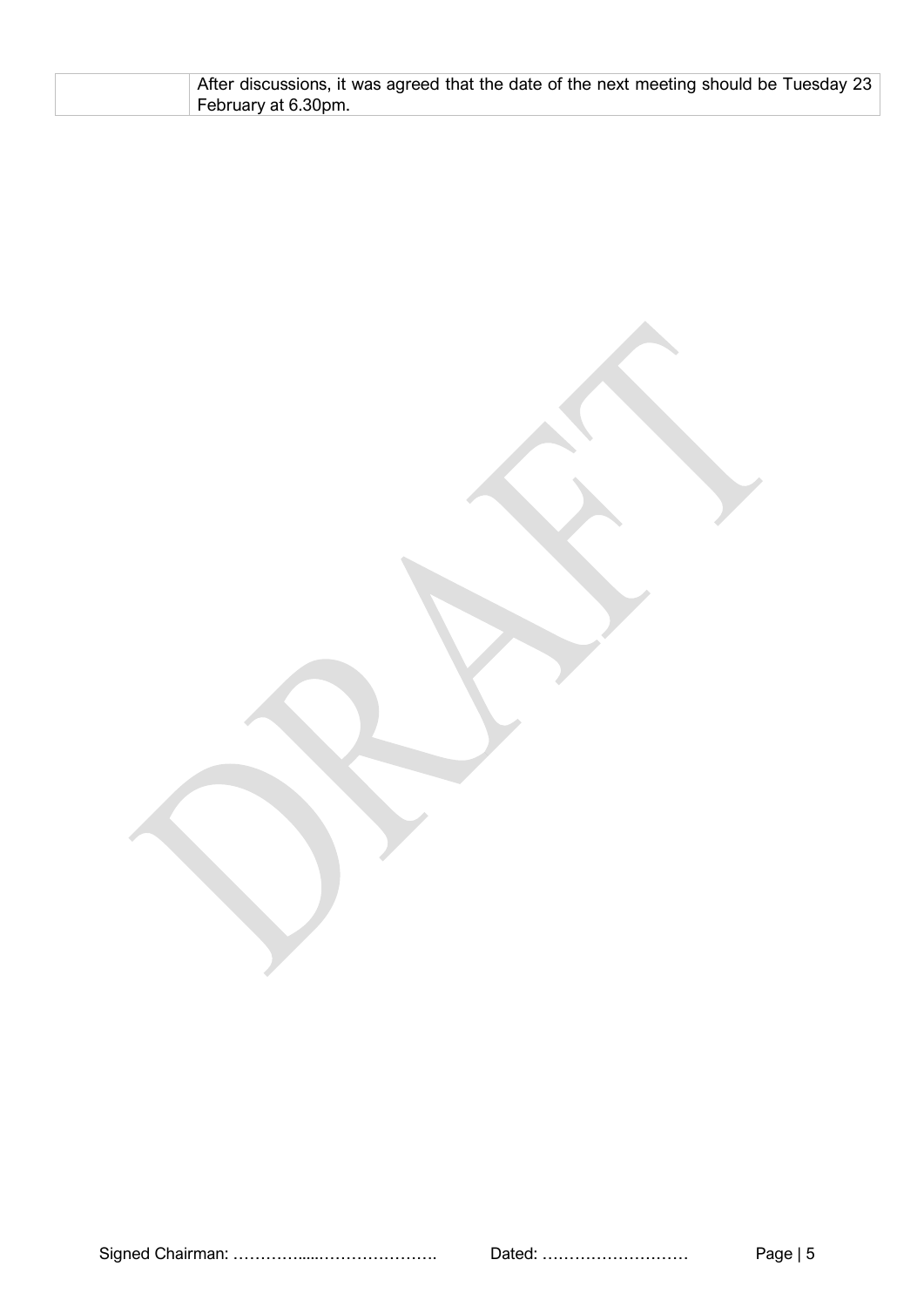| | |
|---|---|
| | After discussions, it was agreed that the date of the next meeting should be Tuesday 23 February at 6.30pm. |

DRAFT

Signed Chairman: …………......…………………. Dated: ………………………